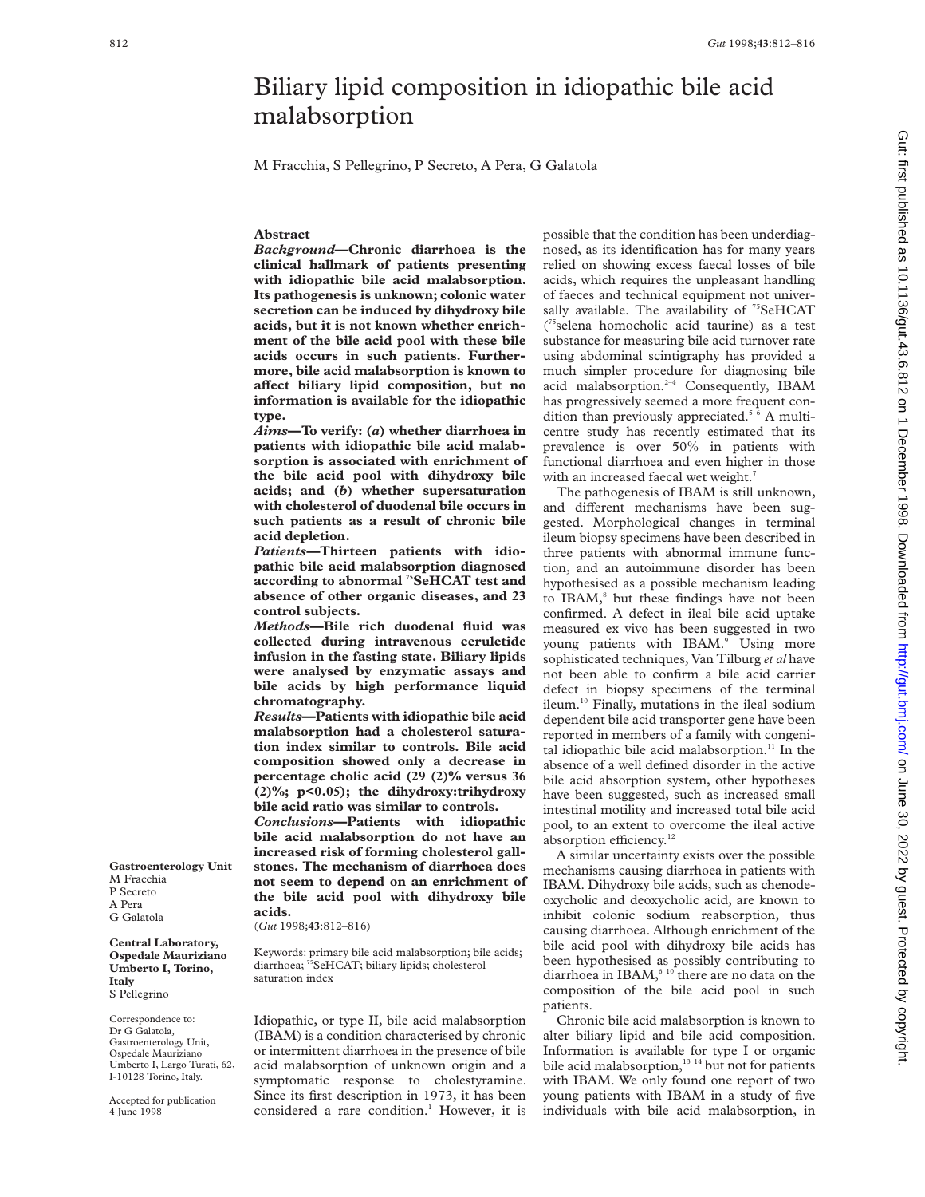# Biliary lipid composition in idiopathic bile acid malabsorption

M Fracchia, S Pellegrino, P Secreto, A Pera, G Galatola

**Gastroenterology Unit**
M Fracchia
P Secreto
A Pera
G Galatola

**Central Laboratory, Ospedale Mauriziano Umberto I, Torino, Italy**
S Pellegrino

Correspondence to: Dr G Galatola, Gastroenterology Unit, Ospedale Mauriziano Umberto I, Largo Turati, 62, I-10128 Torino, Italy.

Accepted for publication 4 June 1998

## Abstract

***Background*—Chronic diarrhoea is the clinical hallmark of patients presenting with idiopathic bile acid malabsorption. Its pathogenesis is unknown; colonic water secretion can be induced by dihydroxy bile acids, but it is not known whether enrichment of the bile acid pool with these bile acids occurs in such patients. Furthermore, bile acid malabsorption is known to affect biliary lipid composition, but no information is available for the idiopathic type.**

***Aims*—To verify: (*a*) whether diarrhoea in patients with idiopathic bile acid malabsorption is associated with enrichment of the bile acid pool with dihydroxy bile acids; and (*b*) whether supersaturation with cholesterol of duodenal bile occurs in such patients as a result of chronic bile acid depletion.**

***Patients*—Thirteen patients with idiopathic bile acid malabsorption diagnosed according to abnormal [75]SeHCAT test and absence of other organic diseases, and 23 control subjects.**

***Methods*—Bile rich duodenal fluid was collected during intravenous ceruletide infusion in the fasting state. Biliary lipids were analysed by enzymatic assays and bile acids by high performance liquid chromatography.**

***Results*—Patients with idiopathic bile acid malabsorption had a cholesterol saturation index similar to controls. Bile acid composition showed only a decrease in percentage cholic acid (29 (2)% versus 36 (2)%; $p<0.05$); the dihydroxy:trihydroxy bile acid ratio was similar to controls.**

***Conclusions*—Patients with idiopathic bile acid malabsorption do not have an increased risk of forming cholesterol gallstones. The mechanism of diarrhoea does not seem to depend on an enrichment of the bile acid pool with dihydroxy bile acids.**

(*Gut* 1998;**43**:812–816)

Keywords: primary bile acid malabsorption; bile acids; diarrhoea; [75]SeHCAT; biliary lipids; cholesterol saturation index

Idiopathic, or type II, bile acid malabsorption (IBAM) is a condition characterised by chronic or intermittent diarrhoea in the presence of bile acid malabsorption of unknown origin and a symptomatic response to cholestyramine. Since its first description in 1973, it has been considered a rare condition.[1] However, it is possible that the condition has been underdiagnosed, as its identification has for many years relied on showing excess faecal losses of bile acids, which requires the unpleasant handling of faeces and technical equipment not universally available. The availability of [75]SeHCAT ([75]selena homocholic acid taurine) as a test substance for measuring bile acid turnover rate using abdominal scintigraphy has provided a much simpler procedure for diagnosing bile acid malabsorption.[2–4] Consequently, IBAM has progressively seemed a more frequent condition than previously appreciated.[5 6] A multicentre study has recently estimated that its prevalence is over 50% in patients with functional diarrhoea and even higher in those with an increased faecal wet weight.[7]

The pathogenesis of IBAM is still unknown, and different mechanisms have been suggested. Morphological changes in terminal ileum biopsy specimens have been described in three patients with abnormal immune function, and an autoimmune disorder has been hypothesised as a possible mechanism leading to IBAM,[8] but these findings have not been confirmed. A defect in ileal bile acid uptake measured ex vivo has been suggested in two young patients with IBAM.[9] Using more sophisticated techniques, Van Tilburg *et al* have not been able to confirm a bile acid carrier defect in biopsy specimens of the terminal ileum.[10] Finally, mutations in the ileal sodium dependent bile acid transporter gene have been reported in members of a family with congenital idiopathic bile acid malabsorption.[11] In the absence of a well defined disorder in the active bile acid absorption system, other hypotheses have been suggested, such as increased small intestinal motility and increased total bile acid pool, to an extent to overcome the ileal active absorption efficiency.[12]

A similar uncertainty exists over the possible mechanisms causing diarrhoea in patients with IBAM. Dihydroxy bile acids, such as chenodeoxycholic and deoxycholic acid, are known to inhibit colonic sodium reabsorption, thus causing diarrhoea. Although enrichment of the bile acid pool with dihydroxy bile acids has been hypothesised as possibly contributing to diarrhoea in IBAM,[6 10] there are no data on the composition of the bile acid pool in such patients.

Chronic bile acid malabsorption is known to alter biliary lipid and bile acid composition. Information is available for type I or organic bile acid malabsorption,[13 14] but not for patients with IBAM. We only found one report of two young patients with IBAM in a study of five individuals with bile acid malabsorption, in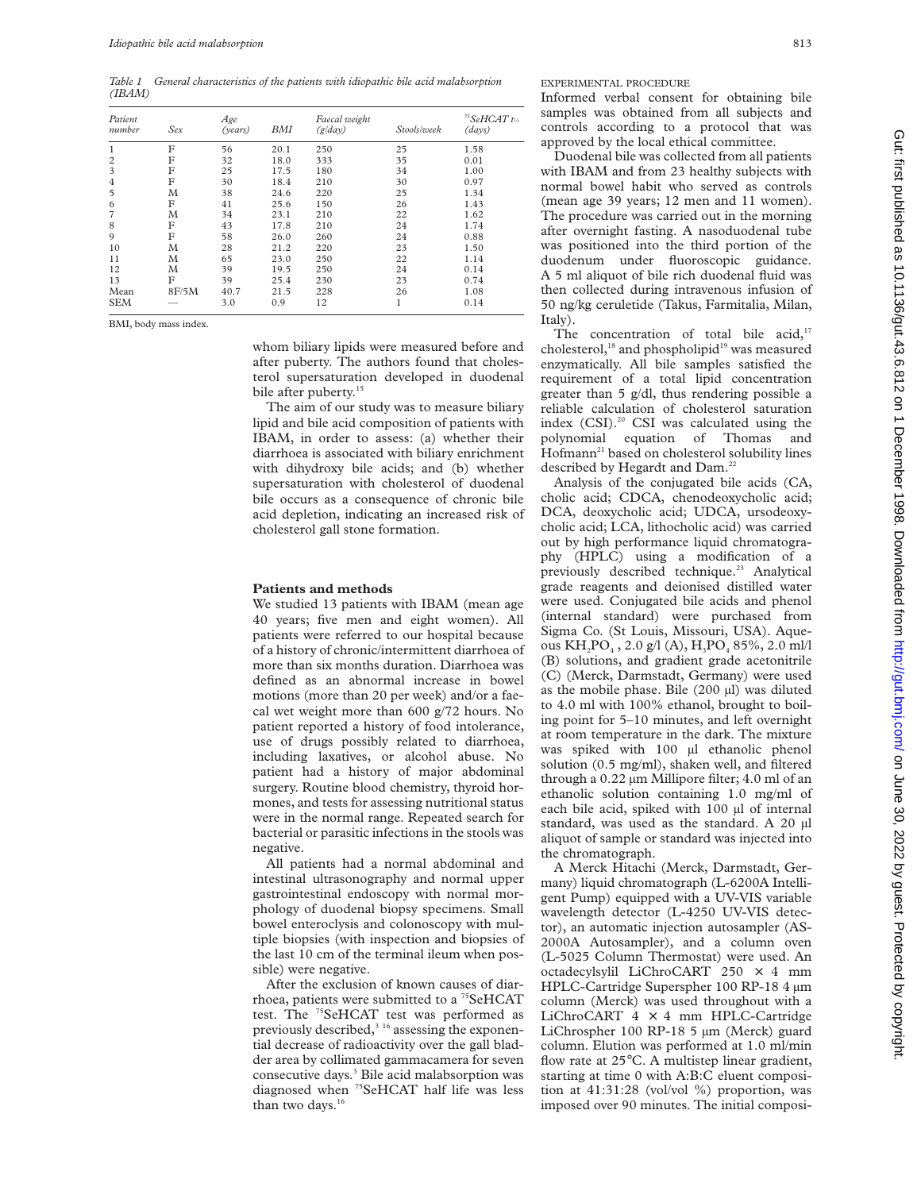*Table 1 General characteristics of the patients with idiopathic bile acid malabsorption (IBAM)*

| Patient number | Sex | Age (years) | BMI | Faecal weight (g/day) | Stools/week | $^{75}$SeHCAT $t_{½}$ (days) |
|---|---|---|---|---|---|---|
| 1 | F | 56 | 20.1 | 250 | 25 | 1.58 |
| 2 | F | 32 | 18.0 | 333 | 35 | 0.01 |
| 3 | F | 25 | 17.5 | 180 | 34 | 1.00 |
| 4 | F | 30 | 18.4 | 210 | 30 | 0.97 |
| 5 | M | 38 | 24.6 | 220 | 25 | 1.34 |
| 6 | F | 41 | 25.6 | 150 | 26 | 1.43 |
| 7 | M | 34 | 23.1 | 210 | 22 | 1.62 |
| 8 | F | 43 | 17.8 | 210 | 24 | 1.74 |
| 9 | F | 58 | 26.0 | 260 | 24 | 0.88 |
| 10 | M | 28 | 21.2 | 220 | 23 | 1.50 |
| 11 | M | 65 | 23.0 | 250 | 22 | 1.14 |
| 12 | M | 39 | 19.5 | 250 | 24 | 0.14 |
| 13 | F | 39 | 25.4 | 230 | 23 | 0.74 |
| Mean | 8F/5M | 40.7 | 21.5 | 228 | 26 | 1.08 |
| SEM | — | 3.0 | 0.9 | 12 | 1 | 0.14 |

BMI, body mass index.

whom biliary lipids were measured before and after puberty. The authors found that cholesterol supersaturation developed in duodenal bile after puberty.[15]

The aim of our study was to measure biliary lipid and bile acid composition of patients with IBAM, in order to assess: (a) whether their diarrhoea is associated with biliary enrichment with dihydroxy bile acids; and (b) whether supersaturation with cholesterol of duodenal bile occurs as a consequence of chronic bile acid depletion, indicating an increased risk of cholesterol gall stone formation.

## Patients and methods

We studied 13 patients with IBAM (mean age 40 years; five men and eight women). All patients were referred to our hospital because of a history of chronic/intermittent diarrhoea of more than six months duration. Diarrhoea was defined as an abnormal increase in bowel motions (more than 20 per week) and/or a faecal wet weight more than 600 g/72 hours. No patient reported a history of food intolerance, use of drugs possibly related to diarrhoea, including laxatives, or alcohol abuse. No patient had a history of major abdominal surgery. Routine blood chemistry, thyroid hormones, and tests for assessing nutritional status were in the normal range. Repeated search for bacterial or parasitic infections in the stools was negative.

All patients had a normal abdominal and intestinal ultrasonography and normal upper gastrointestinal endoscopy with normal morphology of duodenal biopsy specimens. Small bowel enteroclysis and colonoscopy with multiple biopsies (with inspection and biopsies of the last 10 cm of the terminal ileum when possible) were negative.

After the exclusion of known causes of diarrhoea, patients were submitted to a $^{75}$SeHCAT test. The $^{75}$SeHCAT test was performed as previously described,[3,16] assessing the exponential decrease of radioactivity over the gall bladder area by collimated gammacamera for seven consecutive days.[3] Bile acid malabsorption was diagnosed when $^{75}$SeHCAT half life was less than two days.[16]

### EXPERIMENTAL PROCEDURE

Informed verbal consent for obtaining bile samples was obtained from all subjects and controls according to a protocol that was approved by the local ethical committee.

Duodenal bile was collected from all patients with IBAM and from 23 healthy subjects with normal bowel habit who served as controls (mean age 39 years; 12 men and 11 women). The procedure was carried out in the morning after overnight fasting. A nasoduodenal tube was positioned into the third portion of the duodenum under fluoroscopic guidance. A 5 ml aliquot of bile rich duodenal fluid was then collected during intravenous infusion of 50 ng/kg ceruletide (Takus, Farmitalia, Milan, Italy).

The concentration of total bile acid,[17] cholesterol,[18] and phospholipid[19] was measured enzymatically. All bile samples satisfied the requirement of a total lipid concentration greater than 5 g/dl, thus rendering possible a reliable calculation of cholesterol saturation index (CSI).[20] CSI was calculated using the polynomial equation of Thomas and Hofmann[21] based on cholesterol solubility lines described by Hegardt and Dam.[22]

Analysis of the conjugated bile acids (CA, cholic acid; CDCA, chenodeoxycholic acid; DCA, deoxycholic acid; UDCA, ursodeoxycholic acid; LCA, lithocholic acid) was carried out by high performance liquid chromatography (HPLC) using a modification of a previously described technique.[23] Analytical grade reagents and deionised distilled water were used. Conjugated bile acids and phenol (internal standard) were purchased from Sigma Co. (St Louis, Missouri, USA). Aqueous $KH_2PO_4$, 2.0 g/l (A), $H_3PO_4$ 85%, 2.0 ml/l (B) solutions, and gradient grade acetonitrile (C) (Merck, Darmstadt, Germany) were used as the mobile phase. Bile (200 µl) was diluted to 4.0 ml with 100% ethanol, brought to boiling point for 5–10 minutes, and left overnight at room temperature in the dark. The mixture was spiked with 100 µl ethanolic phenol solution (0.5 mg/ml), shaken well, and filtered through a 0.22 µm Millipore filter; 4.0 ml of an ethanolic solution containing 1.0 mg/ml of each bile acid, spiked with 100 µl of internal standard, was used as the standard. A 20 µl aliquot of sample or standard was injected into the chromatograph.

A Merck Hitachi (Merck, Darmstadt, Germany) liquid chromatograph (L-6200A Intelligent Pump) equipped with a UV-VIS variable wavelength detector (L-4250 UV-VIS detector), an automatic injection autosampler (AS-2000A Autosampler), and a column oven (L-5025 Column Thermostat) were used. An octadecylsylil LiChroCART 250 × 4 mm HPLC-Cartridge Superspher 100 RP-18 4 µm column (Merck) was used throughout with a LiChroCART 4 × 4 mm HPLC-Cartridge LiChrospher 100 RP-18 5 µm (Merck) guard column. Elution was performed at 1.0 ml/min flow rate at 25°C. A multistep linear gradient, starting at time 0 with A:B:C eluent composition at 41:31:28 (vol/vol %) proportion, was imposed over 90 minutes. The initial composi-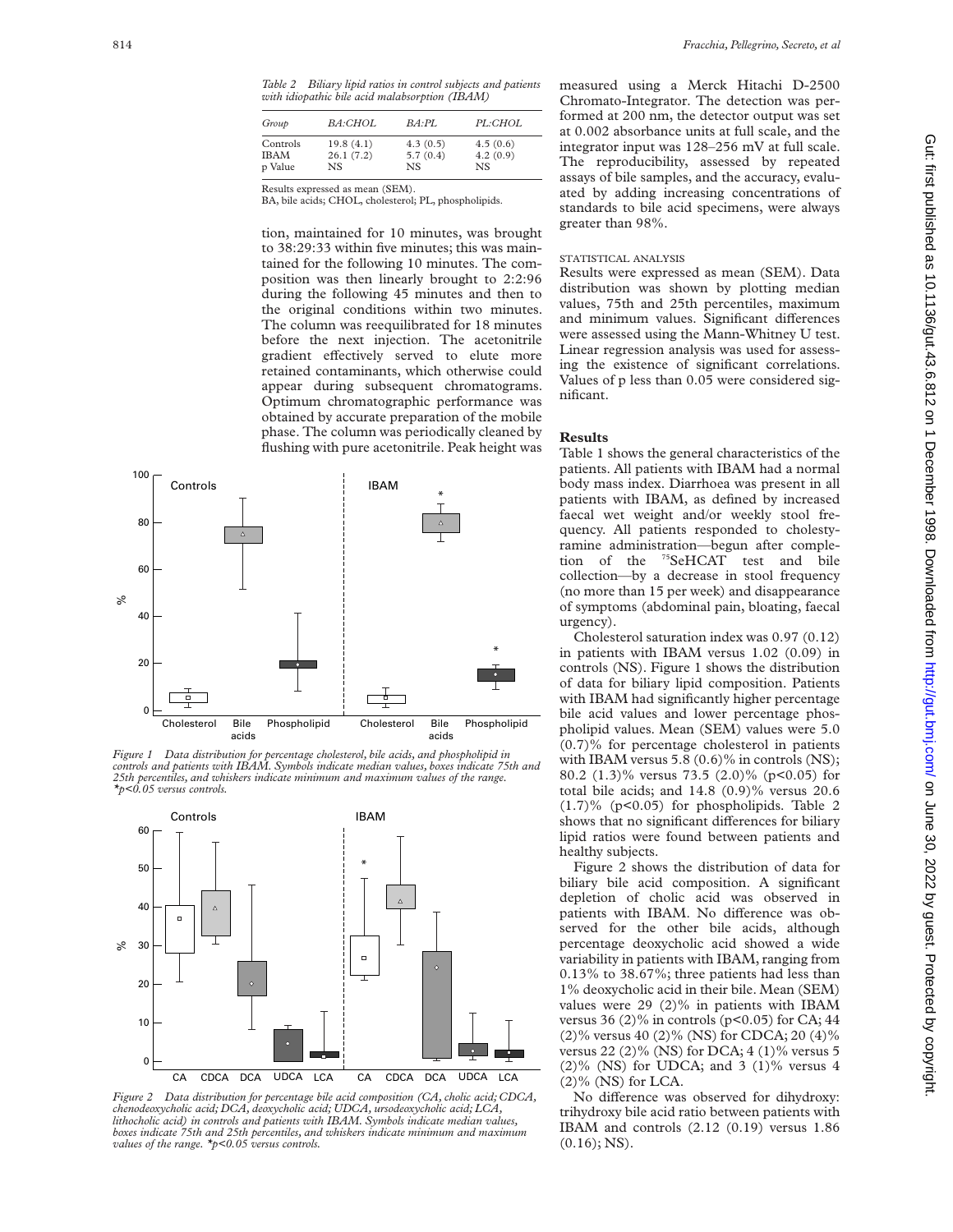*Table 2 Biliary lipid ratios in control subjects and patients with idiopathic bile acid malabsorption (IBAM)*

| Group | BA:CHOL | BA:PL | PL:CHOL |
|---|---|---|---|
| Controls | 19.8 (4.1) | 4.3 (0.5) | 4.5 (0.6) |
| IBAM | 26.1 (7.2) | 5.7 (0.4) | 4.2 (0.9) |
| p Value | NS | NS | NS |

Results expressed as mean (SEM).
BA, bile acids; CHOL, cholesterol; PL, phospholipids.

tion, maintained for 10 minutes, was brought to 38:29:33 within five minutes; this was maintained for the following 10 minutes. The composition was then linearly brought to 2:2:96 during the following 45 minutes and then to the original conditions within two minutes. The column was reequilibrated for 18 minutes before the next injection. The acetonitrile gradient effectively served to elute more retained contaminants, which otherwise could appear during subsequent chromatograms. Optimum chromatographic performance was obtained by accurate preparation of the mobile phase. The column was periodically cleaned by flushing with pure acetonitrile. Peak height was measured using a Merck Hitachi D-2500 Chromato-Integrator. The detection was performed at 200 nm, the detector output was set at 0.002 absorbance units at full scale, and the integrator input was 128–256 mV at full scale. The reproducibility, assessed by repeated assays of bile samples, and the accuracy, evaluated by adding increasing concentrations of standards to bile acid specimens, were always greater than 98%.

### STATISTICAL ANALYSIS

Results were expressed as mean (SEM). Data distribution was shown by plotting median values, 75th and 25th percentiles, maximum and minimum values. Significant differences were assessed using the Mann-Whitney U test. Linear regression analysis was used for assessing the existence of significant correlations. Values of p less than 0.05 were considered significant.

*Figure 1 Data distribution for percentage cholesterol, bile acids, and phospholipid in controls and patients with IBAM. Symbols indicate median values, boxes indicate 75th and 25th percentiles, and whiskers indicate minimum and maximum values of the range. \*p<0.05 versus controls.*

*Figure 2 Data distribution for percentage bile acid composition (CA, cholic acid; CDCA, chenodeoxycholic acid; DCA, deoxycholic acid; UDCA, ursodeoxycholic acid; LCA, lithocholic acid) in controls and patients with IBAM. Symbols indicate median values, boxes indicate 75th and 25th percentiles, and whiskers indicate minimum and maximum values of the range. \*p<0.05 versus controls.*

## Results

Table 1 shows the general characteristics of the patients. All patients with IBAM had a normal body mass index. Diarrhoea was present in all patients with IBAM, as defined by increased faecal wet weight and/or weekly stool frequency. All patients responded to cholestyramine administration—begun after completion of the $^{75}$SeHCAT test and bile collection—by a decrease in stool frequency (no more than 15 per week) and disappearance of symptoms (abdominal pain, bloating, faecal urgency).

Cholesterol saturation index was 0.97 (0.12) in patients with IBAM versus 1.02 (0.09) in controls (NS). Figure 1 shows the distribution of data for biliary lipid composition. Patients with IBAM had significantly higher percentage bile acid values and lower percentage phospholipid values. Mean (SEM) values were 5.0 (0.7)% for percentage cholesterol in patients with IBAM versus 5.8 (0.6)% in controls (NS); 80.2 (1.3)% versus 73.5 (2.0)% ($p<0.05$) for total bile acids; and 14.8 (0.9)% versus 20.6 (1.7)% ($p<0.05$) for phospholipids. Table 2 shows that no significant differences for biliary lipid ratios were found between patients and healthy subjects.

Figure 2 shows the distribution of data for biliary bile acid composition. A significant depletion of cholic acid was observed in patients with IBAM. No difference was observed for the other bile acids, although percentage deoxycholic acid showed a wide variability in patients with IBAM, ranging from 0.13% to 38.67%; three patients had less than 1% deoxycholic acid in their bile. Mean (SEM) values were 29 (2)% in patients with IBAM versus 36 (2)% in controls ($p<0.05$) for CA; 44 (2)% versus 40 (2)% (NS) for CDCA; 20 (4)% versus 22 (2)% (NS) for DCA; 4 (1)% versus 5 (2)% (NS) for UDCA; and 3 (1)% versus 4 (2)% (NS) for LCA.

No difference was observed for dihydroxy: trihydroxy bile acid ratio between patients with IBAM and controls (2.12 (0.19) versus 1.86 (0.16); NS).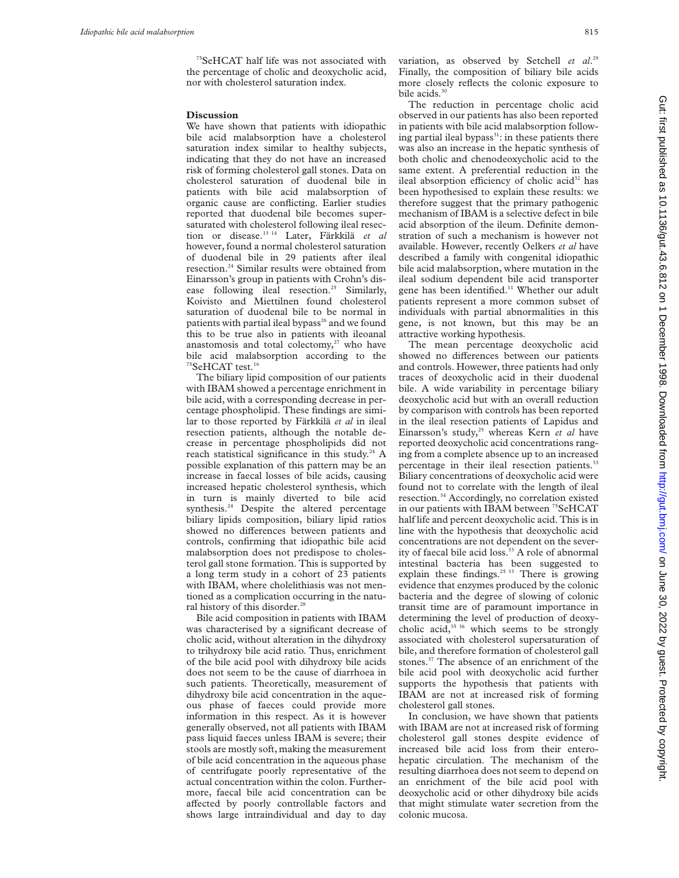$^{75}$SeHCAT half life was not associated with the percentage of cholic and deoxycholic acid, nor with cholesterol saturation index.

## Discussion

We have shown that patients with idiopathic bile acid malabsorption have a cholesterol saturation index similar to healthy subjects, indicating that they do not have an increased risk of forming cholesterol gall stones. Data on cholesterol saturation of duodenal bile in patients with bile acid malabsorption of organic cause are conflicting. Earlier studies reported that duodenal bile becomes supersaturated with cholesterol following ileal resection or disease.[13 14] Later, Färkkilä *et al* however, found a normal cholesterol saturation of duodenal bile in 29 patients after ileal resection.[24] Similar results were obtained from Einarsson's group in patients with Crohn's disease following ileal resection.[25] Similarly, Koivisto and Miettilnen found cholesterol saturation of duodenal bile to be normal in patients with partial ileal bypass[26] and we found this to be true also in patients with ileoanal anastomosis and total colectomy,[27] who have bile acid malabsorption according to the $^{75}$SeHCAT test.[16]

The biliary lipid composition of our patients with IBAM showed a percentage enrichment in bile acid, with a corresponding decrease in percentage phospholipid. These findings are similar to those reported by Färkkilä *et al* in ileal resection patients, although the notable decrease in percentage phospholipids did not reach statistical significance in this study.[24] A possible explanation of this pattern may be an increase in faecal losses of bile acids, causing increased hepatic cholesterol synthesis, which in turn is mainly diverted to bile acid synthesis.[24] Despite the altered percentage biliary lipids composition, biliary lipid ratios showed no differences between patients and controls, confirming that idiopathic bile acid malabsorption does not predispose to cholesterol gall stone formation. This is supported by a long term study in a cohort of 23 patients with IBAM, where cholelithiasis was not mentioned as a complication occurring in the natural history of this disorder.[28]

Bile acid composition in patients with IBAM was characterised by a significant decrease of cholic acid, without alteration in the dihydroxy to trihydroxy bile acid ratio. Thus, enrichment of the bile acid pool with dihydroxy bile acids does not seem to be the cause of diarrhoea in such patients. Theoretically, measurement of dihydroxy bile acid concentration in the aqueous phase of faeces could provide more information in this respect. As it is however generally observed, not all patients with IBAM pass liquid faeces unless IBAM is severe; their stools are mostly soft, making the measurement of bile acid concentration in the aqueous phase of centrifugate poorly representative of the actual concentration within the colon. Furthermore, faecal bile acid concentration can be affected by poorly controllable factors and shows large intraindividual and day to day variation, as observed by Setchell *et al*.[29] Finally, the composition of biliary bile acids more closely reflects the colonic exposure to bile acids.[30]

The reduction in percentage cholic acid observed in our patients has also been reported in patients with bile acid malabsorption following partial ileal bypass[31]: in these patients there was also an increase in the hepatic synthesis of both cholic and chenodeoxycholic acid to the same extent. A preferential reduction in the ileal absorption efficiency of cholic acid[32] has been hypothesised to explain these results: we therefore suggest that the primary pathogenic mechanism of IBAM is a selective defect in bile acid absorption of the ileum. Definite demonstration of such a mechanism is however not available. However, recently Oelkers *et al* have described a family with congenital idiopathic bile acid malabsorption, where mutation in the ileal sodium dependent bile acid transporter gene has been identified.[11] Whether our adult patients represent a more common subset of individuals with partial abnormalities in this gene, is not known, but this may be an attractive working hypothesis.

The mean percentage deoxycholic acid showed no differences between our patients and controls. However, three patients had only traces of deoxycholic acid in their duodenal bile. A wide variability in percentage biliary deoxycholic acid but with an overall reduction by comparison with controls has been reported in the ileal resection patients of Lapidus and Einarsson's study,[25] whereas Kern *et al* have reported deoxycholic acid concentrations ranging from a complete absence up to an increased percentage in their ileal resection patients.[33] Biliary concentrations of deoxycholic acid were found not to correlate with the length of ileal resection.[34] Accordingly, no correlation existed in our patients with IBAM between $^{75}$SeHCAT half life and percent deoxycholic acid. This is in line with the hypothesis that deoxycholic acid concentrations are not dependent on the severity of faecal bile acid loss.[33] A role of abnormal intestinal bacteria has been suggested to explain these findings.[25 33] There is growing evidence that enzymes produced by the colonic bacteria and the degree of slowing of colonic transit time are of paramount importance in determining the level of production of deoxycholic acid,[35 36] which seems to be strongly associated with cholesterol supersaturation of bile, and therefore formation of cholesterol gall stones.[37] The absence of an enrichment of the bile acid pool with deoxycholic acid further supports the hypothesis that patients with IBAM are not at increased risk of forming cholesterol gall stones.

In conclusion, we have shown that patients with IBAM are not at increased risk of forming cholesterol gall stones despite evidence of increased bile acid loss from their enterohepatic circulation. The mechanism of the resulting diarrhoea does not seem to depend on an enrichment of the bile acid pool with deoxycholic acid or other dihydroxy bile acids that might stimulate water secretion from the colonic mucosa.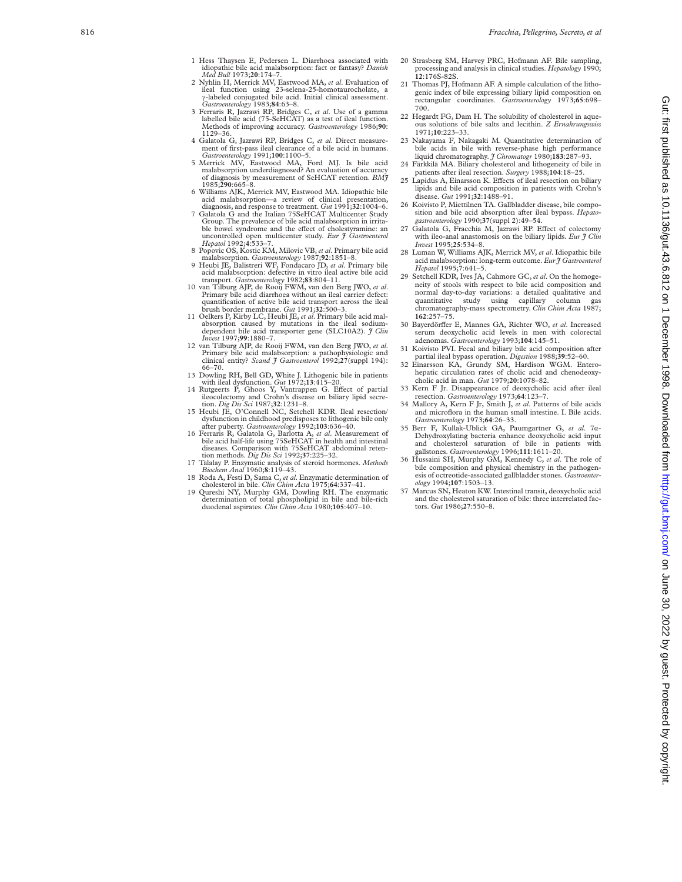1 Hess Thaysen E, Pedersen L. Diarrhoea associated with idiopathic bile acid malabsorption: fact or fantasy? *Danish Med Bull* 1973;**20**:174–7.
2 Nyhlin H, Merrick MV, Eastwood MA, *et al*. Evaluation of ileal function using 23-selena-25-homotaurocholate, a γ-labeled conjugated bile acid. Initial clinical assessment. *Gastroenterology* 1983;**84**:63–8.
3 Ferraris R, Jazrawi RP, Bridges C, *et al*. Use of a gamma labelled bile acid (75-SeHCAT) as a test of ileal function. Methods of improving accuracy. *Gastroenterology* 1986;**90**:1129–36.
4 Galatola G, Jazrawi RP, Bridges C, *et al*. Direct measurement of first-pass ileal clearance of a bile acid in humans. *Gastroenterology* 1991;**100**:1100–5.
5 Merrick MV, Eastwood MA, Ford MJ. Is bile acid malabsorption underdiagnosed? An evaluation of accuracy of diagnosis by measurement of SeHCAT retention. *BMJ* 1985;**290**:665–8.
6 Williams AJK, Merrick MV, Eastwood MA. Idiopathic bile acid malabsorption—a review of clinical presentation, diagnosis, and response to treatment. *Gut* 1991;**32**:1004–6.
7 Galatola G and the Italian 75SeHCAT Multicenter Study Group. The prevalence of bile acid malabsorption in irritable bowel syndrome and the effect of cholestyramine: an uncontrolled open multicenter study. *Eur J Gastroenterol Hepatol* 1992;**4**:533–7.
8 Popovic OS, Kostic KM, Milovic VB, *et al*. Primary bile acid malabsorption. *Gastroenterology* 1987;**92**:1851–8.
9 Heubi JE, Balistreri WF, Fondacaro JD, *et al*. Primary bile acid malabsorption: defective in vitro ileal active bile acid transport. *Gastroenterology* 1982;**83**:804–11.
10 van Tilburg AJP, de Rooij FWM, van den Berg JWO, *et al*. Primary bile acid diarrhoea without an ileal carrier defect: quantification of active bile acid transport across the ileal brush border membrane. *Gut* 1991;**32**:500–3.
11 Oelkers P, Kirby LC, Heubi JE, *et al*. Primary bile acid malabsorption caused by mutations in the ileal sodium-dependent bile acid transporter gene (SLC10A2). *J Clin Invest* 1997;**99**:1880–7.
12 van Tilburg AJP, de Rooij FWM, van den Berg JWO, *et al*. Primary bile acid malabsorption: a pathophysiologic and clinical entity? *Scand J Gastroenterol* 1992;**27**(suppl 194): 66–70.
13 Dowling RH, Bell GD, White J. Lithogenic bile in patients with ileal dysfunction. *Gut* 1972;**13**:415–20.
14 Rutgeerts P, Ghoos Y, Vantrappen G. Effect of partial ileocolectomy and Crohn's disease on biliary lipid secretion. *Dig Dis Sci* 1987;**32**:1231–8.
15 Heubi JE, O'Connell NC, Setchell KDR. Ileal resection/dysfunction in childhood predisposes to lithogenic bile only after puberty. *Gastroenterology* 1992;**103**:636–40.
16 Ferraris R, Galatola G, Barlotta A, *et al*. Measurement of bile acid half-life using 75SeHCAT in health and intestinal diseases. Comparison with 75SeHCAT abdominal retention methods. *Dig Dis Sci* 1992;**37**:225–32.
17 Talalay P. Enzymatic analysis of steroid hormones. *Methods Biochem Anal* 1960;**8**:119–43.
18 Roda A, Festi D, Sama C, *et al*. Enzymatic determination of cholesterol in bile. *Clin Chim Acta* 1975;**64**:337–41.
19 Qureshi NY, Murphy GM, Dowling RH. The enzymatic determination of total phospholipid in bile and bile-rich duodenal aspirates. *Clin Chim Acta* 1980;**105**:407–10.
20 Strasberg SM, Harvey PRC, Hofmann AF. Bile sampling, processing and analysis in clinical studies. *Hepatology* 1990; **12**:176S-82S.
21 Thomas PJ, Hofmann AF. A simple calculation of the lithogenic index of bile expressing biliary lipid composition on rectangular coordinates. *Gastroenterology* 1973;**65**:698–700.
22 Hegardt FG, Dam H. The solubility of cholesterol in aqueous solutions of bile salts and lecithin. *Z Ernahrungswiss* 1971;**10**:223–33.
23 Nakayama F, Nakagaki M. Quantitative determination of bile acids in bile with reverse-phase high performance liquid chromatography. *J Chromatogr* 1980;**183**:287–93.
24 Färkkilä MA. Biliary cholesterol and lithogeneity of bile in patients after ileal resection. *Surgery* 1988;**104**:18–25.
25 Lapidus A, Einarsson K. Effects of ileal resection on biliary lipids and bile acid composition in patients with Crohn's disease. *Gut* 1991;**32**:1488–91.
26 Koivisto P, Miettilnen TA. Gallbladder disease, bile composition and bile acid absorption after ileal bypass. *Hepatogastroenterology* 1990;**37**(suppl 2):49–54.
27 Galatola G, Fracchia M, Jazrawi RP. Effect of colectomy with ileo-anal anastomosis on the biliary lipids. *Eur J Clin Invest* 1995;**25**:534–8.
28 Luman W, Williams AJK, Merrick MV, *et al*. Idiopathic bile acid malabsorption: long-term outcome. *Eur J Gastroenterol Hepatol* 1995;**7**:641–5.
29 Setchell KDR, Ives JA, Cahmore GC, *et al*. On the homogeneity of stools with respect to bile acid composition and normal day-to-day variations: a detailed qualitative and quantitative study using capillary column gas chromatography-mass spectrometry. *Clin Chim Acta* 1987; **162**:257–75.
30 Bayerdörffer E, Mannes GA, Richter WO, *et al*. Increased serum deoxycholic acid levels in men with colorectal adenomas. *Gastroenterology* 1993;**104**:145–51.
31 Koivisto PVI. Fecal and biliary bile acid composition after partial ileal bypass operation. *Digestion* 1988;**39**:52–60.
32 Einarsson KA, Grundy SM, Hardison WGM. Enterohepatic circulation rates of cholic acid and chenodeoxycholic acid in man. *Gut* 1979;**20**:1078–82.
33 Kern F Jr. Disappearance of deoxycholic acid after ileal resection. *Gastroenterology* 1973;**64**:123–7.
34 Mallory A, Kern F Jr, Smith J, *et al*. Patterns of bile acids and microflora in the human small intestine. I. Bile acids. *Gastroenterology* 1973;**64**:26–33.
35 Berr F, Kullak-Ublick GA, Paumgartner G, *et al*. 7α-Dehydroxylating bacteria enhance deoxycholic acid input and cholesterol saturation of bile in patients with gallstones. *Gastroenterology* 1996;**111**:1611–20.
36 Hussaini SH, Murphy GM, Kennedy C, *et al*. The role of bile composition and physical chemistry in the pathogenesis of octreotide-associated gallbladder stones. *Gastroenterology* 1994;**107**:1503–13.
37 Marcus SN, Heaton KW. Intestinal transit, deoxycholic acid and the cholesterol saturation of bile: three interrelated factors. *Gut* 1986;**27**:550–8.